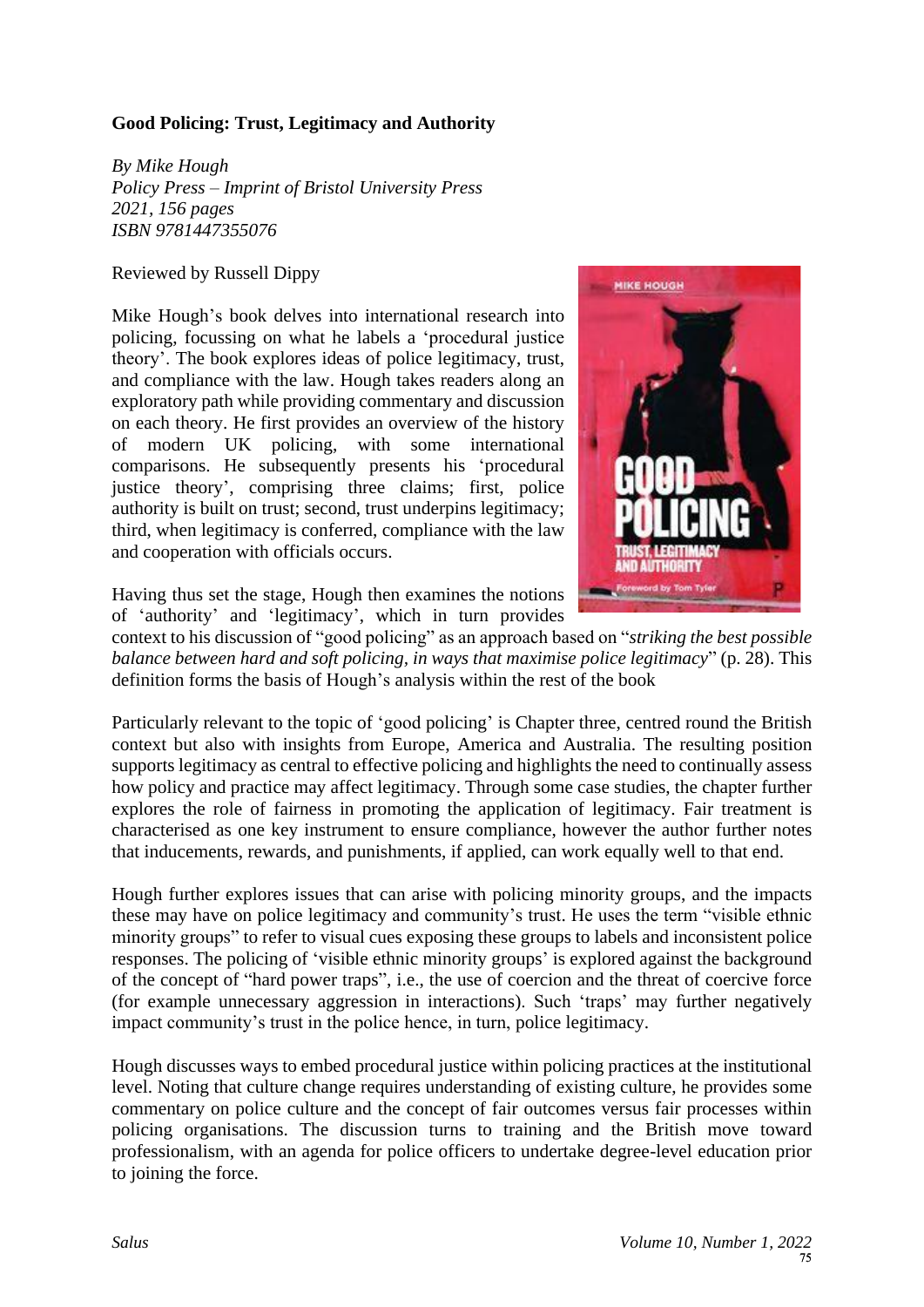**Good Policing: Trust, Legitimacy and Authority**

*By Mike Hough*
*Policy Press – Imprint of Bristol University Press*
*2021, 156 pages*
*ISBN 9781447355076*

Reviewed by Russell Dippy

Mike Hough's book delves into international research into policing, focussing on what he labels a 'procedural justice theory'. The book explores ideas of police legitimacy, trust, and compliance with the law. Hough takes readers along an exploratory path while providing commentary and discussion on each theory. He first provides an overview of the history of modern UK policing, with some international comparisons. He subsequently presents his 'procedural justice theory', comprising three claims; first, police authority is built on trust; second, trust underpins legitimacy; third, when legitimacy is conferred, compliance with the law and cooperation with officials occurs.

Having thus set the stage, Hough then examines the notions of 'authority' and 'legitimacy', which in turn provides context to his discussion of "good policing" as an approach based on "*striking the best possible balance between hard and soft policing, in ways that maximise police legitimacy*" (p. 28). This definition forms the basis of Hough's analysis within the rest of the book

Particularly relevant to the topic of 'good policing' is Chapter three, centred round the British context but also with insights from Europe, America and Australia. The resulting position supports legitimacy as central to effective policing and highlights the need to continually assess how policy and practice may affect legitimacy. Through some case studies, the chapter further explores the role of fairness in promoting the application of legitimacy. Fair treatment is characterised as one key instrument to ensure compliance, however the author further notes that inducements, rewards, and punishments, if applied, can work equally well to that end.

Hough further explores issues that can arise with policing minority groups, and the impacts these may have on police legitimacy and community's trust. He uses the term "visible ethnic minority groups" to refer to visual cues exposing these groups to labels and inconsistent police responses. The policing of 'visible ethnic minority groups' is explored against the background of the concept of "hard power traps", i.e., the use of coercion and the threat of coercive force (for example unnecessary aggression in interactions). Such 'traps' may further negatively impact community's trust in the police hence, in turn, police legitimacy.

Hough discusses ways to embed procedural justice within policing practices at the institutional level. Noting that culture change requires understanding of existing culture, he provides some commentary on police culture and the concept of fair outcomes versus fair processes within policing organisations. The discussion turns to training and the British move toward professionalism, with an agenda for police officers to undertake degree-level education prior to joining the force.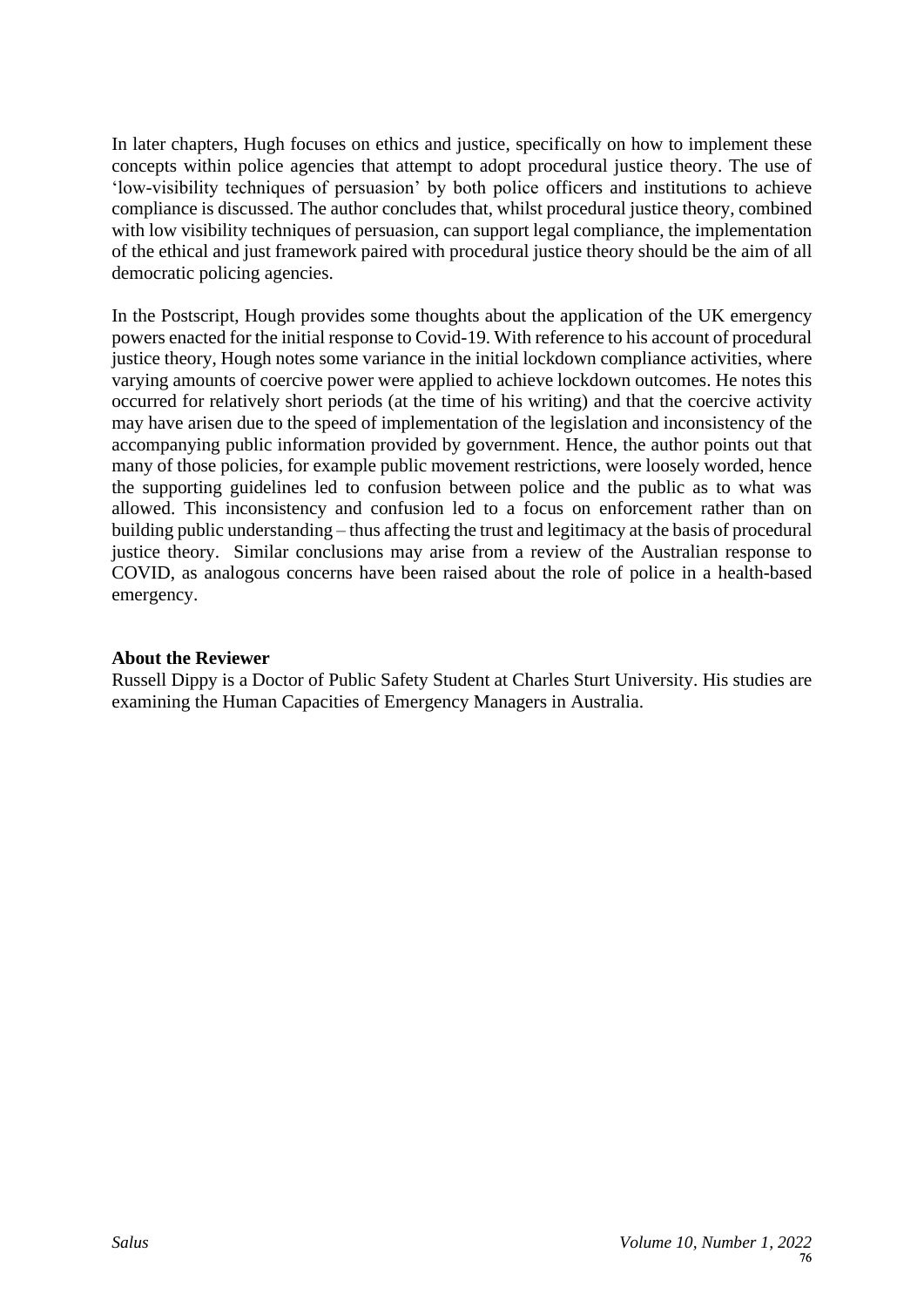In later chapters, Hugh focuses on ethics and justice, specifically on how to implement these concepts within police agencies that attempt to adopt procedural justice theory. The use of 'low-visibility techniques of persuasion' by both police officers and institutions to achieve compliance is discussed. The author concludes that, whilst procedural justice theory, combined with low visibility techniques of persuasion, can support legal compliance, the implementation of the ethical and just framework paired with procedural justice theory should be the aim of all democratic policing agencies.

In the Postscript, Hough provides some thoughts about the application of the UK emergency powers enacted for the initial response to Covid-19. With reference to his account of procedural justice theory, Hough notes some variance in the initial lockdown compliance activities, where varying amounts of coercive power were applied to achieve lockdown outcomes. He notes this occurred for relatively short periods (at the time of his writing) and that the coercive activity may have arisen due to the speed of implementation of the legislation and inconsistency of the accompanying public information provided by government. Hence, the author points out that many of those policies, for example public movement restrictions, were loosely worded, hence the supporting guidelines led to confusion between police and the public as to what was allowed. This inconsistency and confusion led to a focus on enforcement rather than on building public understanding – thus affecting the trust and legitimacy at the basis of procedural justice theory. Similar conclusions may arise from a review of the Australian response to COVID, as analogous concerns have been raised about the role of police in a health-based emergency.

**About the Reviewer**

Russell Dippy is a Doctor of Public Safety Student at Charles Sturt University. His studies are examining the Human Capacities of Emergency Managers in Australia.